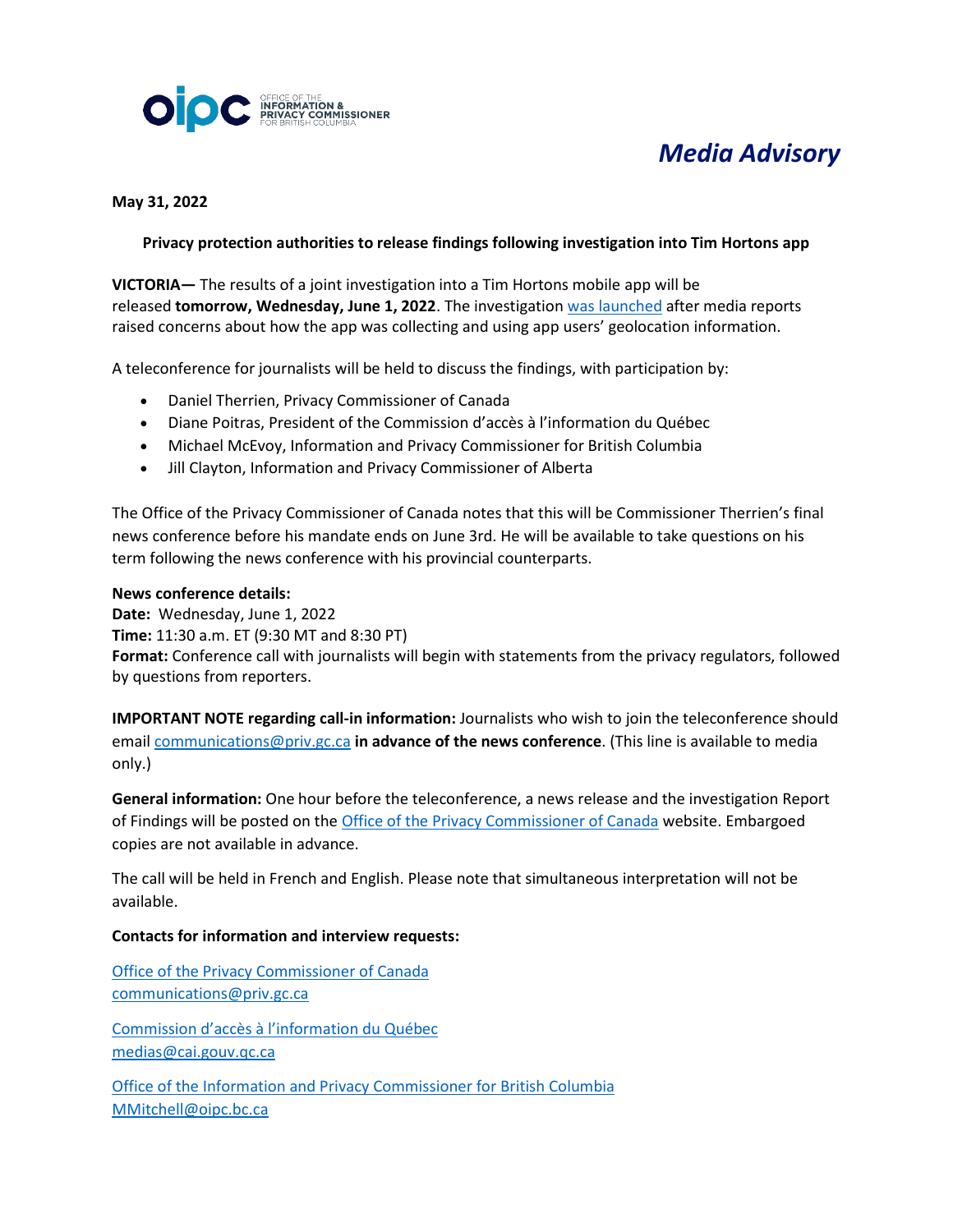OFFICE OF THE INFORMATION & PRIVACY COMMISSIONER FOR BRITISH COLUMBIA

*Media Advisory*

**May 31, 2022**

**Privacy protection authorities to release findings following investigation into Tim Hortons app**

**VICTORIA—** The results of a joint investigation into a Tim Hortons mobile app will be released **tomorrow, Wednesday, June 1, 2022**. The investigation was launched after media reports raised concerns about how the app was collecting and using app users' geolocation information.

A teleconference for journalists will be held to discuss the findings, with participation by:

- Daniel Therrien, Privacy Commissioner of Canada
- Diane Poitras, President of the Commission d'accès à l'information du Québec
- Michael McEvoy, Information and Privacy Commissioner for British Columbia
- Jill Clayton, Information and Privacy Commissioner of Alberta

The Office of the Privacy Commissioner of Canada notes that this will be Commissioner Therrien's final news conference before his mandate ends on June 3rd. He will be available to take questions on his term following the news conference with his provincial counterparts.

**News conference details:**
**Date:** Wednesday, June 1, 2022
**Time:** 11:30 a.m. ET (9:30 MT and 8:30 PT)
**Format:** Conference call with journalists will begin with statements from the privacy regulators, followed by questions from reporters.

**IMPORTANT NOTE regarding call-in information:** Journalists who wish to join the teleconference should email communications@priv.gc.ca **in advance of the news conference**. (This line is available to media only.)

**General information:** One hour before the teleconference, a news release and the investigation Report of Findings will be posted on the Office of the Privacy Commissioner of Canada website. Embargoed copies are not available in advance.

The call will be held in French and English. Please note that simultaneous interpretation will not be available.

**Contacts for information and interview requests:**

Office of the Privacy Commissioner of Canada
communications@priv.gc.ca

Commission d'accès à l'information du Québec
medias@cai.gouv.qc.ca

Office of the Information and Privacy Commissioner for British Columbia
MMitchell@oipc.bc.ca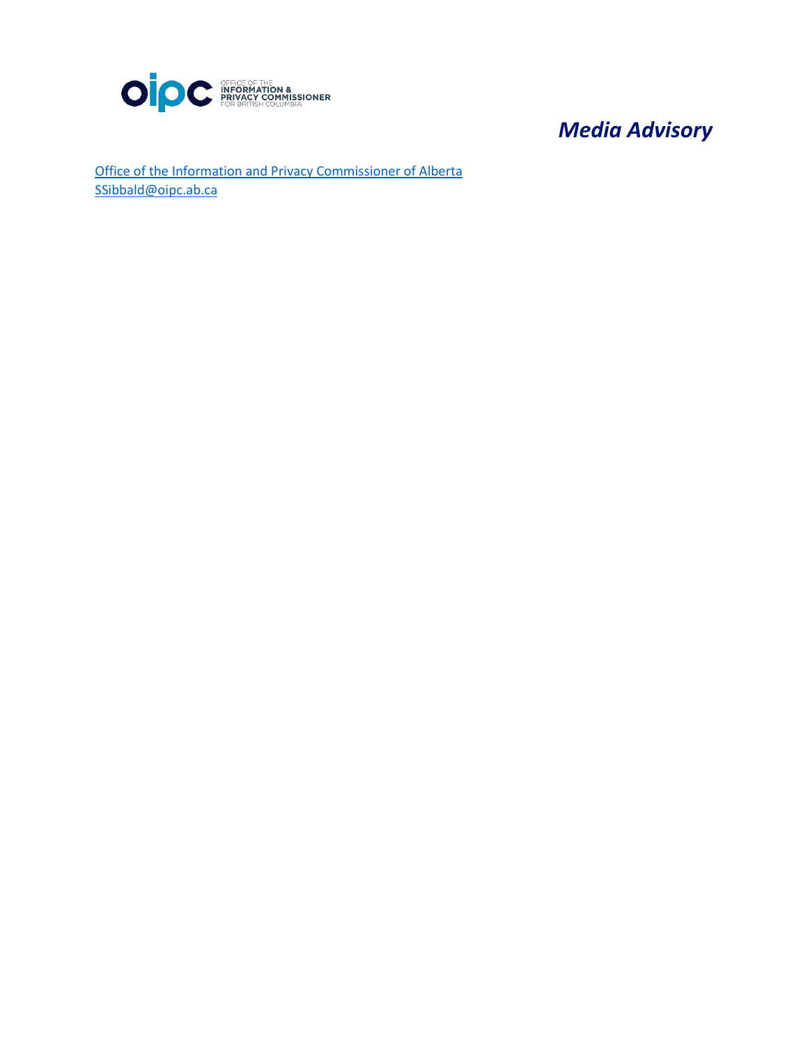OFFICE OF THE
INFORMATION &
PRIVACY COMMISSIONER
FOR BRITISH COLUMBIA

*Media Advisory*

[Office of the Information and Privacy Commissioner of Alberta](#)
[SSibbald@oipc.ab.ca](mailto:SSibbald@oipc.ab.ca)